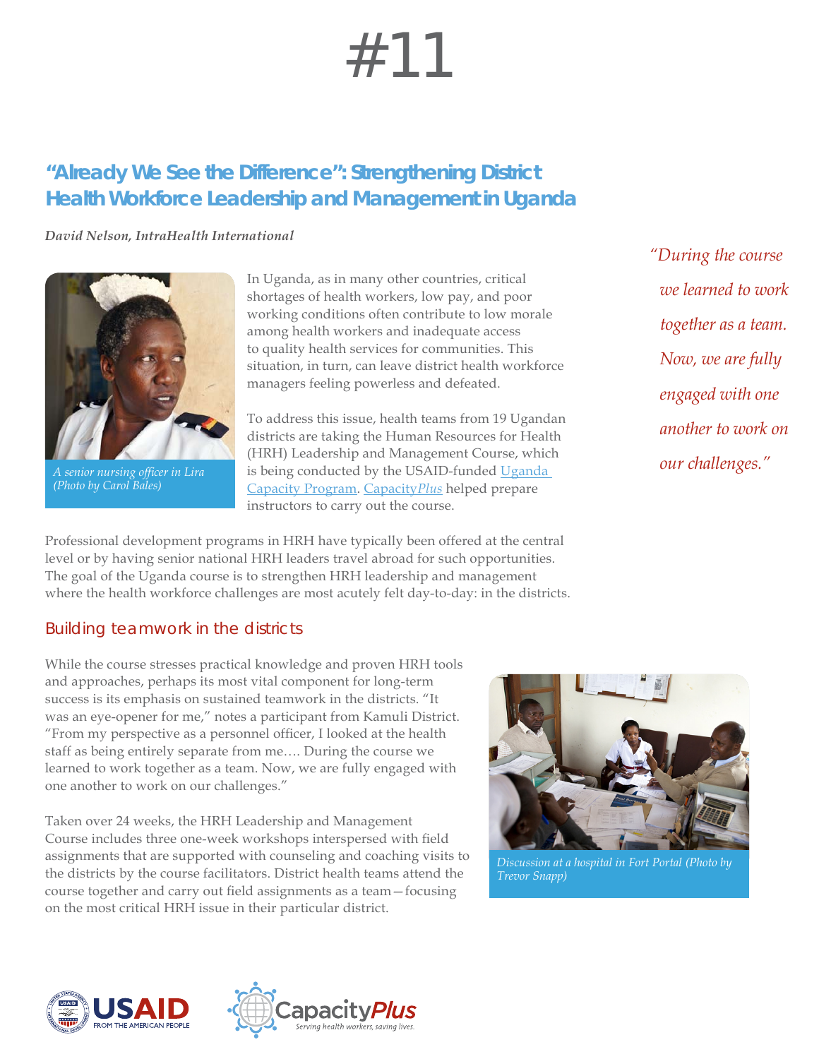# #11

## "Already We See the Difference": Strengthening District Health Workforce Leadership and Management in Uganda

*David Nelson, IntraHealth International*

*A senior nursing officer in Lira (Photo by Carol Bales)*

In Uganda, as in many other countries, critical shortages of health workers, low pay, and poor working conditions often contribute to low morale among health workers and inadequate access to quality health services for communities. This situation, in turn, can leave district health workforce managers feeling powerless and defeated.

To address this issue, health teams from 19 Ugandan districts are taking the Human Resources for Health (HRH) Leadership and Management Course, which is being conducted by the USAID-funded Uganda Capacity Program. Capacity*Plus* helped prepare instructors to carry out the course.

*"During the course we learned to work together as a team. Now, we are fully engaged with one another to work on our challenges."*

Professional development programs in HRH have typically been offered at the central level or by having senior national HRH leaders travel abroad for such opportunities. The goal of the Uganda course is to strengthen HRH leadership and management where the health workforce challenges are most acutely felt day-to-day: in the districts.

### Building teamwork in the districts

While the course stresses practical knowledge and proven HRH tools and approaches, perhaps its most vital component for long-term success is its emphasis on sustained teamwork in the districts. "It was an eye-opener for me," notes a participant from Kamuli District. "From my perspective as a personnel officer, I looked at the health staff as being entirely separate from me…. During the course we learned to work together as a team. Now, we are fully engaged with one another to work on our challenges."

*Discussion at a hospital in Fort Portal (Photo by Trevor Snapp)*

Taken over 24 weeks, the HRH Leadership and Management Course includes three one-week workshops interspersed with field assignments that are supported with counseling and coaching visits to the districts by the course facilitators. District health teams attend the course together and carry out field assignments as a team—focusing on the most critical HRH issue in their particular district.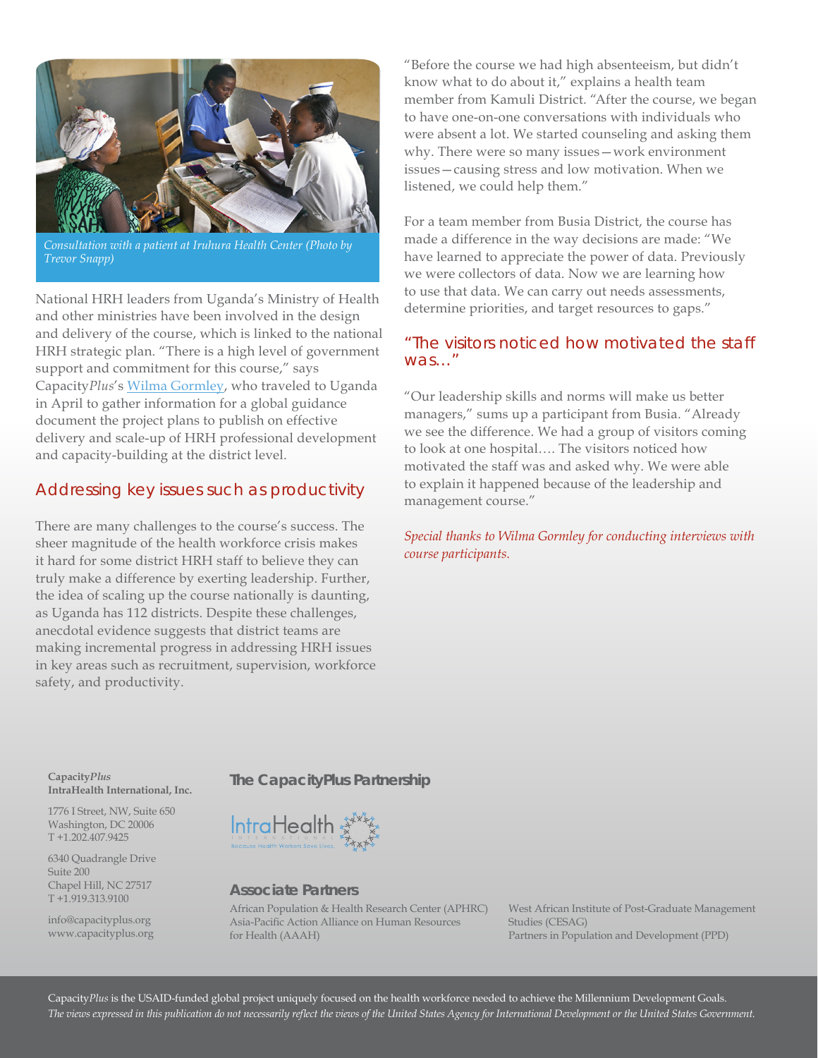*Consultation with a patient at Iruhura Health Center (Photo by Trevor Snapp)*

National HRH leaders from Uganda's Ministry of Health and other ministries have been involved in the design and delivery of the course, which is linked to the national HRH strategic plan. "There is a high level of government support and commitment for this course," says Capacity*Plus*'s Wilma Gormley, who traveled to Uganda in April to gather information for a global guidance document the project plans to publish on effective delivery and scale-up of HRH professional development and capacity-building at the district level.

## Addressing key issues such as productivity

There are many challenges to the course's success. The sheer magnitude of the health workforce crisis makes it hard for some district HRH staff to believe they can truly make a difference by exerting leadership. Further, the idea of scaling up the course nationally is daunting, as Uganda has 112 districts. Despite these challenges, anecdotal evidence suggests that district teams are making incremental progress in addressing HRH issues in key areas such as recruitment, supervision, workforce safety, and productivity.

"Before the course we had high absenteeism, but didn't know what to do about it," explains a health team member from Kamuli District. "After the course, we began to have one-on-one conversations with individuals who were absent a lot. We started counseling and asking them why. There were so many issues—work environment issues—causing stress and low motivation. When we listened, we could help them."

For a team member from Busia District, the course has made a difference in the way decisions are made: "We have learned to appreciate the power of data. Previously we were collectors of data. Now we are learning how to use that data. We can carry out needs assessments, determine priorities, and target resources to gaps."

## "The visitors noticed how motivated the staff was..."

"Our leadership skills and norms will make us better managers," sums up a participant from Busia. "Already we see the difference. We had a group of visitors coming to look at one hospital…. The visitors noticed how motivated the staff was and asked why. We were able to explain it happened because of the leadership and management course."

*Special thanks to Wilma Gormley for conducting interviews with course participants.*

**Capacity*Plus***
**IntraHealth International, Inc.**

1776 I Street, NW, Suite 650
Washington, DC 20006
T +1.202.407.9425

6340 Quadrangle Drive
Suite 200
Chapel Hill, NC 27517
T +1.919.313.9100

info@capacityplus.org
www.capacityplus.org

### The CapacityPlus Partnership

IntraHealth International
Because Health Workers Save Lives.

### Associate Partners

African Population & Health Research Center (APHRC)
Asia-Pacific Action Alliance on Human Resources for Health (AAAH)
West African Institute of Post-Graduate Management Studies (CESAG)
Partners in Population and Development (PPD)

Capacity*Plus* is the USAID-funded global project uniquely focused on the health workforce needed to achieve the Millennium Development Goals.
*The views expressed in this publication do not necessarily reflect the views of the United States Agency for International Development or the United States Government.*